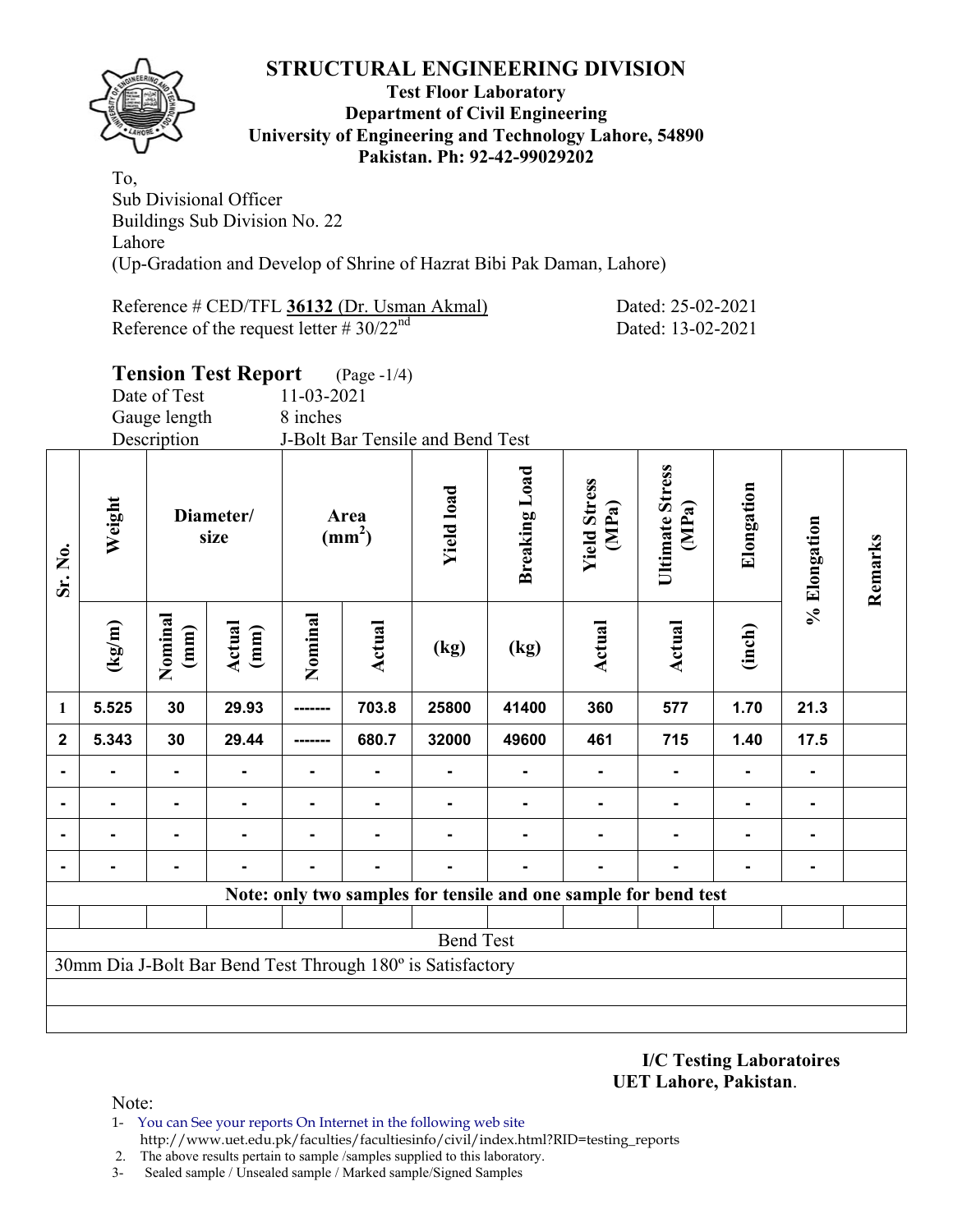# STRUCTURAL ENGINEERING DIVISION

**Test Floor Laboratory**
**Department of Civil Engineering**
**University of Engineering and Technology Lahore, 54890**
**Pakistan. Ph: 92-42-99029202**

To,
Sub Divisional Officer
Buildings Sub Division No. 22
Lahore
(Up-Gradation and Develop of Shrine of Hazrat Bibi Pak Daman, Lahore)

Reference # CED/TFL **36132** (Dr. Usman Akmal) Dated: 25-02-2021
Reference of the request letter # 30/22nd Dated: 13-02-2021

## Tension Test Report (Page -1/4)

Date of Test 11-03-2021
Gauge length 8 inches
Description J-Bolt Bar Tensile and Bend Test

| Sr. No. | Weight | Diameter/ size | | Area (mm$^2$) | | Yield load | Breaking Load | Yield Stress (MPa) | Ultimate Stress (MPa) | Elongation | % Elongation | Remarks |
|---|---|---|---|---|---|---|---|---|---|---|---|---|
| | (kg/m) | Nominal (mm) | Actual (mm) | Nominal | Actual | (kg) | (kg) | Actual | Actual | (inch) | | |
| 1 | 5.525 | 30 | 29.93 | ------- | 703.8 | 25800 | 41400 | 360 | 577 | 1.70 | 21.3 | |
| 2 | 5.343 | 30 | 29.44 | ------- | 680.7 | 32000 | 49600 | 461 | 715 | 1.40 | 17.5 | |
| - | - | - | - | - | - | - | - | - | - | - | - | |
| - | - | - | - | - | - | - | - | - | - | - | - | |
| - | - | - | - | - | - | - | - | - | - | - | - | |
| - | - | - | - | - | - | - | - | - | - | - | - | |
| **Note: only two samples for tensile and one sample for bend test** | | | | | | | | | | | | |
| Bend Test | | | | | | | | | | | | |
| 30mm Dia J-Bolt Bar Bend Test Through 180º is Satisfactory | | | | | | | | | | | | |

**I/C Testing Laboratoires**
**UET Lahore, Pakistan**.

Note:
1- You can See your reports On Internet in the following web site
http://www.uet.edu.pk/faculties/facultiesinfo/civil/index.html?RID=testing_reports
2. The above results pertain to sample /samples supplied to this laboratory.
3- Sealed sample / Unsealed sample / Marked sample/Signed Samples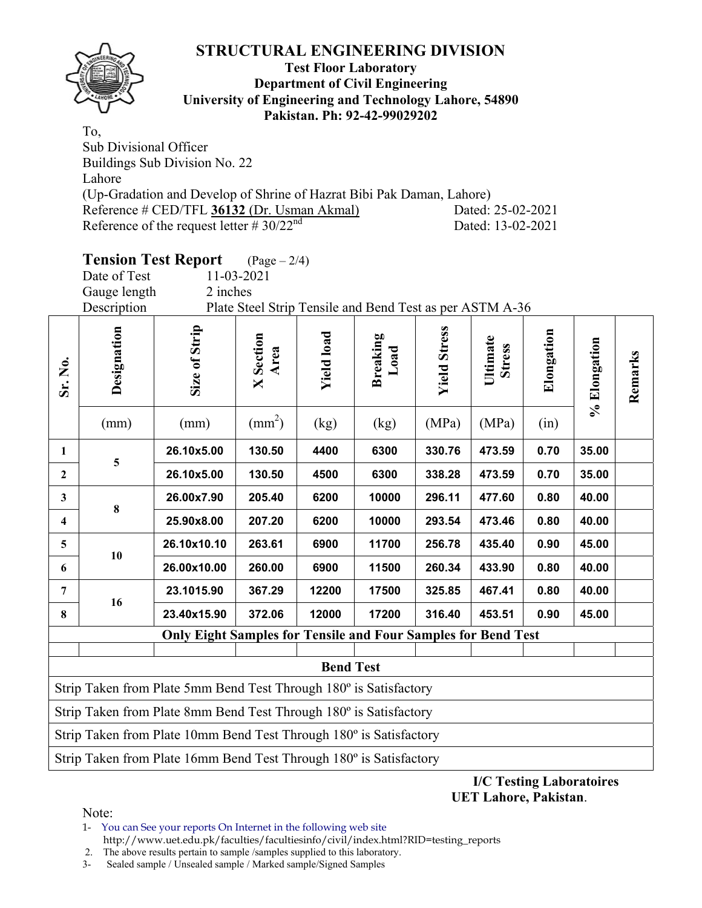# STRUCTURAL ENGINEERING DIVISION

**Test Floor Laboratory**
**Department of Civil Engineering**
**University of Engineering and Technology Lahore, 54890**
**Pakistan. Ph: 92-42-99029202**

To,
Sub Divisional Officer
Buildings Sub Division No. 22
Lahore
(Up-Gradation and Develop of Shrine of Hazrat Bibi Pak Daman, Lahore)
Reference # CED/TFL **36132** (Dr. Usman Akmal) Dated: 25-02-2021
Reference of the request letter # 30/22nd Dated: 13-02-2021

## Tension Test Report (Page – 2/4)

Date of Test 11-03-2021
Gauge length 2 inches
Description Plate Steel Strip Tensile and Bend Test as per ASTM A-36

| Sr. No. | Designation (mm) | Size of Strip (mm) | X Section Area ($mm^2$) | Yield load (kg) | Breaking Load (kg) | Yield Stress (MPa) | Ultimate Stress (MPa) | Elongation (in) | % Elongation | Remarks |
|---|---|---|---|---|---|---|---|---|---|---|
| 1 | 5 | 26.10x5.00 | 130.50 | 4400 | 6300 | 330.76 | 473.59 | 0.70 | 35.00 | |
| 2 | | 26.10x5.00 | 130.50 | 4500 | 6300 | 338.28 | 473.59 | 0.70 | 35.00 | |
| 3 | 8 | 26.00x7.90 | 205.40 | 6200 | 10000 | 296.11 | 477.60 | 0.80 | 40.00 | |
| 4 | | 25.90x8.00 | 207.20 | 6200 | 10000 | 293.54 | 473.46 | 0.80 | 40.00 | |
| 5 | 10 | 26.10x10.10 | 263.61 | 6900 | 11700 | 256.78 | 435.40 | 0.90 | 45.00 | |
| 6 | | 26.00x10.00 | 260.00 | 6900 | 11500 | 260.34 | 433.90 | 0.80 | 40.00 | |
| 7 | 16 | 23.1015.90 | 367.29 | 12200 | 17500 | 325.85 | 467.41 | 0.80 | 40.00 | |
| 8 | | 23.40x15.90 | 372.06 | 12000 | 17200 | 316.40 | 453.51 | 0.90 | 45.00 | |
| **Only Eight Samples for Tensile and Four Samples for Bend Test** | | | | | | | | | | |

| Bend Test |
|---|
| Strip Taken from Plate 5mm Bend Test Through 180º is Satisfactory |
| Strip Taken from Plate 8mm Bend Test Through 180º is Satisfactory |
| Strip Taken from Plate 10mm Bend Test Through 180º is Satisfactory |
| Strip Taken from Plate 16mm Bend Test Through 180º is Satisfactory |

**I/C Testing Laboratoires**
**UET Lahore, Pakistan**.

Note:
1- You can See your reports On Internet in the following web site
http://www.uet.edu.pk/faculties/facultiesinfo/civil/index.html?RID=testing_reports
2. The above results pertain to sample /samples supplied to this laboratory.
3- Sealed sample / Unsealed sample / Marked sample/Signed Samples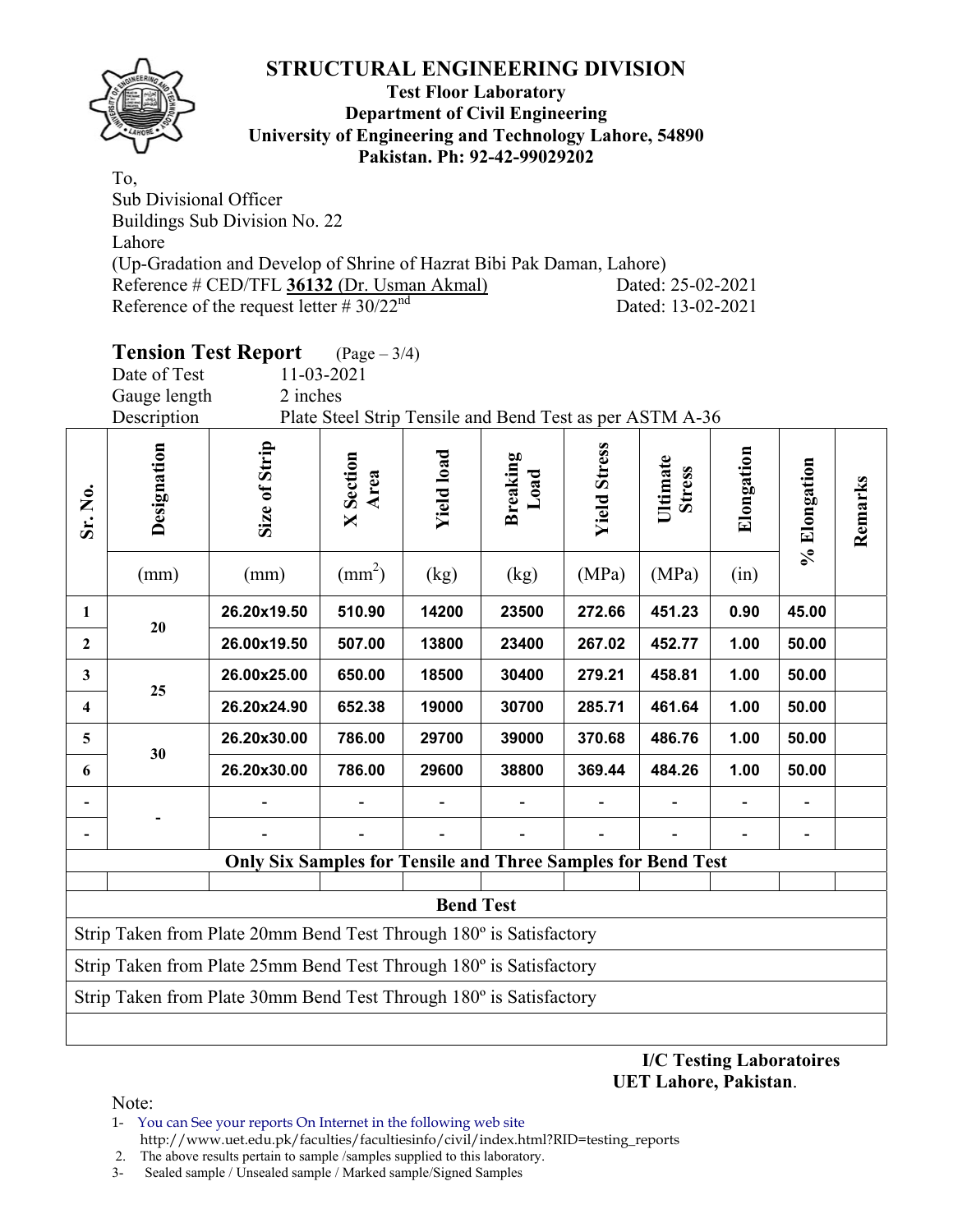# STRUCTURAL ENGINEERING DIVISION

**Test Floor Laboratory**
**Department of Civil Engineering**
**University of Engineering and Technology Lahore, 54890**
**Pakistan. Ph: 92-42-99029202**

To,
Sub Divisional Officer
Buildings Sub Division No. 22
Lahore
(Up-Gradation and Develop of Shrine of Hazrat Bibi Pak Daman, Lahore)
Reference # CED/TFL **36132** (Dr. Usman Akmal) Dated: 25-02-2021
Reference of the request letter # 30/22nd Dated: 13-02-2021

## Tension Test Report (Page – 3/4)

Date of Test: 11-03-2021
Gauge length: 2 inches
Description: Plate Steel Strip Tensile and Bend Test as per ASTM A-36

| Sr. No. | Designation (mm) | Size of Strip (mm) | X Section Area ($mm^2$) | Yield load (kg) | Breaking Load (kg) | Yield Stress (MPa) | Ultimate Stress (MPa) | Elongation (in) | % Elongation | Remarks |
|---|---|---|---|---|---|---|---|---|---|---|
| 1 | 20 | 26.20x19.50 | 510.90 | 14200 | 23500 | 272.66 | 451.23 | 0.90 | 45.00 | |
| 2 | | 26.00x19.50 | 507.00 | 13800 | 23400 | 267.02 | 452.77 | 1.00 | 50.00 | |
| 3 | 25 | 26.00x25.00 | 650.00 | 18500 | 30400 | 279.21 | 458.81 | 1.00 | 50.00 | |
| 4 | | 26.20x24.90 | 652.38 | 19000 | 30700 | 285.71 | 461.64 | 1.00 | 50.00 | |
| 5 | 30 | 26.20x30.00 | 786.00 | 29700 | 39000 | 370.68 | 486.76 | 1.00 | 50.00 | |
| 6 | | 26.20x30.00 | 786.00 | 29600 | 38800 | 369.44 | 484.26 | 1.00 | 50.00 | |
| - | - | - | - | - | - | - | - | - | - | |
| - | | - | - | - | - | - | - | - | - | |
| **Only Six Samples for Tensile and Three Samples for Bend Test** | | | | | | | | | | |
| | | | | | | | | | | |
| **Bend Test** | | | | | | | | | | |
| Strip Taken from Plate 20mm Bend Test Through 180º is Satisfactory | | | | | | | | | | |
| Strip Taken from Plate 25mm Bend Test Through 180º is Satisfactory | | | | | | | | | | |
| Strip Taken from Plate 30mm Bend Test Through 180º is Satisfactory | | | | | | | | | | |

**I/C Testing Laboratoires**
**UET Lahore, Pakistan**.

Note:
1- You can See your reports On Internet in the following web site
http://www.uet.edu.pk/faculties/facultiesinfo/civil/index.html?RID=testing_reports
2. The above results pertain to sample /samples supplied to this laboratory.
3- Sealed sample / Unsealed sample / Marked sample/Signed Samples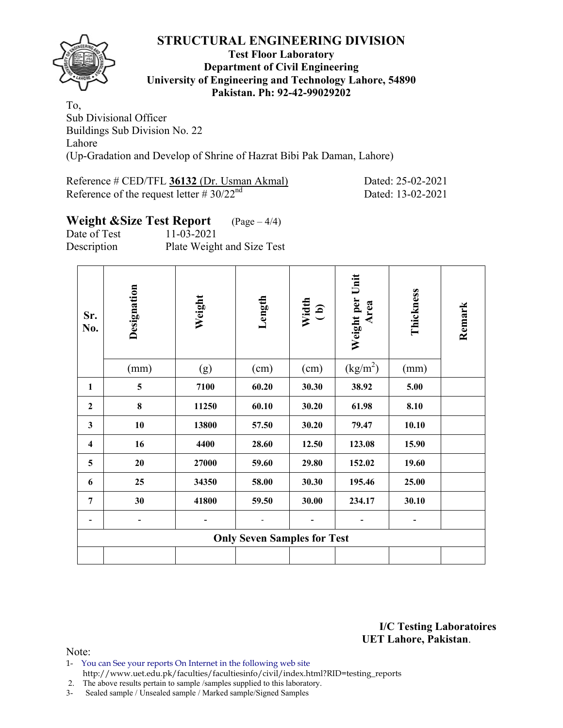# STRUCTURAL ENGINEERING DIVISION

**Test Floor Laboratory**
**Department of Civil Engineering**
**University of Engineering and Technology Lahore, 54890**
**Pakistan. Ph: 92-42-99029202**

To,
Sub Divisional Officer
Buildings Sub Division No. 22
Lahore
(Up-Gradation and Develop of Shrine of Hazrat Bibi Pak Daman, Lahore)

Reference # CED/TFL **36132** (Dr. Usman Akmal) Dated: 25-02-2021
Reference of the request letter # 30/22nd Dated: 13-02-2021

## Weight &Size Test Report (Page – 4/4)

Date of Test 11-03-2021
Description Plate Weight and Size Test

| Sr. No. | Designation (mm) | Weight (g) | Length (cm) | Width ( b) (cm) | Weight per Unit Area ($kg/m^2$) | Thickness (mm) | Remark |
|---|---|---|---|---|---|---|---|
| **1** | **5** | **7100** | **60.20** | **30.30** | **38.92** | **5.00** | |
| **2** | **8** | **11250** | **60.10** | **30.20** | **61.98** | **8.10** | |
| **3** | **10** | **13800** | **57.50** | **30.20** | **79.47** | **10.10** | |
| **4** | **16** | **4400** | **28.60** | **12.50** | **123.08** | **15.90** | |
| **5** | **20** | **27000** | **59.60** | **29.80** | **152.02** | **19.60** | |
| **6** | **25** | **34350** | **58.00** | **30.30** | **195.46** | **25.00** | |
| **7** | **30** | **41800** | **59.50** | **30.00** | **234.17** | **30.10** | |
| - | - | - | - | - | - | - | |
| **Only Seven Samples for Test** | | | | | | | |
| | | | | | | | |

**I/C Testing Laboratoires**
**UET Lahore, Pakistan**.

Note:
1- You can See your reports On Internet in the following web site
http://www.uet.edu.pk/faculties/facultiesinfo/civil/index.html?RID=testing_reports
2. The above results pertain to sample /samples supplied to this laboratory.
3- Sealed sample / Unsealed sample / Marked sample/Signed Samples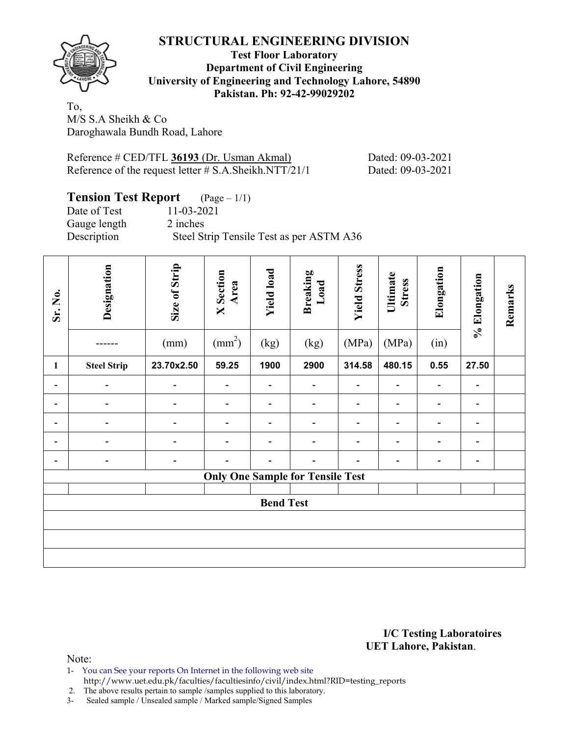# STRUCTURAL ENGINEERING DIVISION

**Test Floor Laboratory**
**Department of Civil Engineering**
**University of Engineering and Technology Lahore, 54890**
**Pakistan. Ph: 92-42-99029202**

To,
M/S S.A Sheikh & Co
Daroghawala Bundh Road, Lahore

Reference # CED/TFL **36193** (Dr. Usman Akmal) Dated: 09-03-2021
Reference of the request letter # S.A.Sheikh.NTT/21/1 Dated: 09-03-2021

## Tension Test Report (Page – 1/1)

Date of Test 11-03-2021
Gauge length 2 inches
Description Steel Strip Tensile Test as per ASTM A36

| Sr. No. | Designation | Size of Strip | X Section Area | Yield load | Breaking Load | Yield Stress | Ultimate Stress | Elongation | % Elongation | Remarks |
|---|---|---|---|---|---|---|---|---|---|---|
| | ------ | (mm) | ($mm^2$) | (kg) | (kg) | (MPa) | (MPa) | (in) | | |
| **1** | **Steel Strip** | **23.70x2.50** | **59.25** | **1900** | **2900** | **314.58** | **480.15** | **0.55** | **27.50** | |
| - | - | - | - | - | - | - | - | - | - | |
| - | - | - | - | - | - | - | - | - | - | |
| - | - | - | - | - | - | - | - | - | - | |
| - | - | - | - | - | - | - | - | - | - | |
| - | - | - | - | - | - | - | - | - | - | |
| **Only One Sample for Tensile Test** | | | | | | | | | | |
| | | | | | | | | | | |
| **Bend Test** | | | | | | | | | | |
| | | | | | | | | | | |
| | | | | | | | | | | |
| | | | | | | | | | | |

**I/C Testing Laboratoires**
**UET Lahore, Pakistan**.

Note:
1- You can See your reports On Internet in the following web site
http://www.uet.edu.pk/faculties/facultiesinfo/civil/index.html?RID=testing_reports
2. The above results pertain to sample /samples supplied to this laboratory.
3- Sealed sample / Unsealed sample / Marked sample/Signed Samples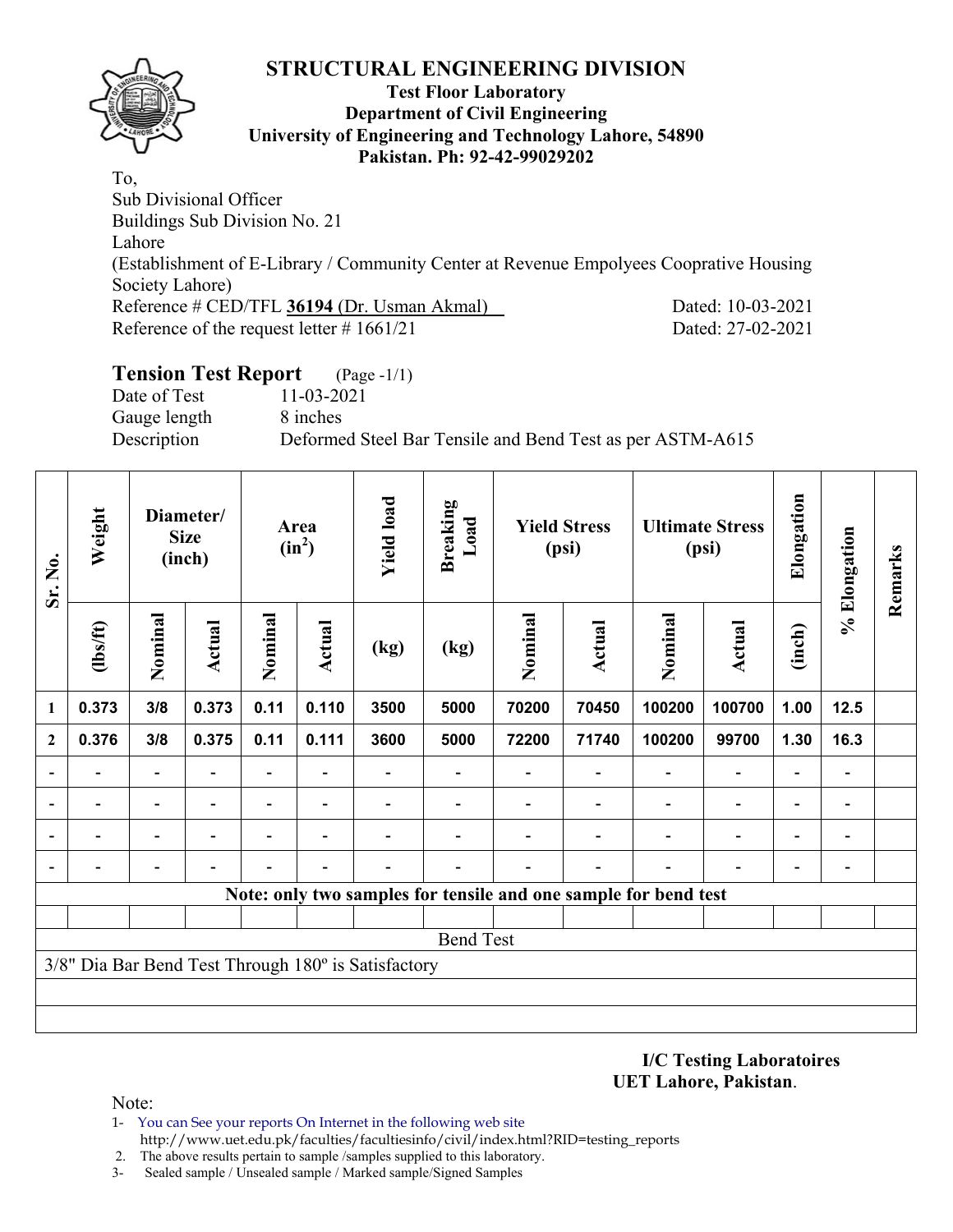# STRUCTURAL ENGINEERING DIVISION

**Test Floor Laboratory**
**Department of Civil Engineering**
**University of Engineering and Technology Lahore, 54890**
**Pakistan. Ph: 92-42-99029202**

To,
Sub Divisional Officer
Buildings Sub Division No. 21
Lahore
(Establishment of E-Library / Community Center at Revenue Empolyees Cooprative Housing Society Lahore)
Reference # CED/TFL **36194** (Dr. Usman Akmal) Dated: 10-03-2021
Reference of the request letter # 1661/21 Dated: 27-02-2021

## Tension Test Report (Page -1/1)

Date of Test 11-03-2021
Gauge length 8 inches
Description Deformed Steel Bar Tensile and Bend Test as per ASTM-A615

| Sr. No. | Weight | Diameter/ Size (inch) | | Area ($in^2$) | | Yield load | Breaking Load | Yield Stress (psi) | | Ultimate Stress (psi) | | Elongation | % Elongation | Remarks |
|---|---|---|---|---|---|---|---|---|---|---|---|---|---|---|
| | (lbs/ft) | Nominal | Actual | Nominal | Actual | (kg) | (kg) | Nominal | Actual | Nominal | Actual | (inch) | | |
| 1 | 0.373 | 3/8 | 0.373 | 0.11 | 0.110 | 3500 | 5000 | 70200 | 70450 | 100200 | 100700 | 1.00 | 12.5 | |
| 2 | 0.376 | 3/8 | 0.375 | 0.11 | 0.111 | 3600 | 5000 | 72200 | 71740 | 100200 | 99700 | 1.30 | 16.3 | |
| - | - | - | - | - | - | - | - | - | - | - | - | - | - | |
| - | - | - | - | - | - | - | - | - | - | - | - | - | - | |
| - | - | - | - | - | - | - | - | - | - | - | - | - | - | |
| - | - | - | - | - | - | - | - | - | - | - | - | - | - | |

**Note: only two samples for tensile and one sample for bend test**

Bend Test

3/8" Dia Bar Bend Test Through 180º is Satisfactory

**I/C Testing Laboratoires**
**UET Lahore, Pakistan**.

Note:

1- You can See your reports On Internet in the following web site
http://www.uet.edu.pk/faculties/facultiesinfo/civil/index.html?RID=testing_reports
2. The above results pertain to sample /samples supplied to this laboratory.
3- Sealed sample / Unsealed sample / Marked sample/Signed Samples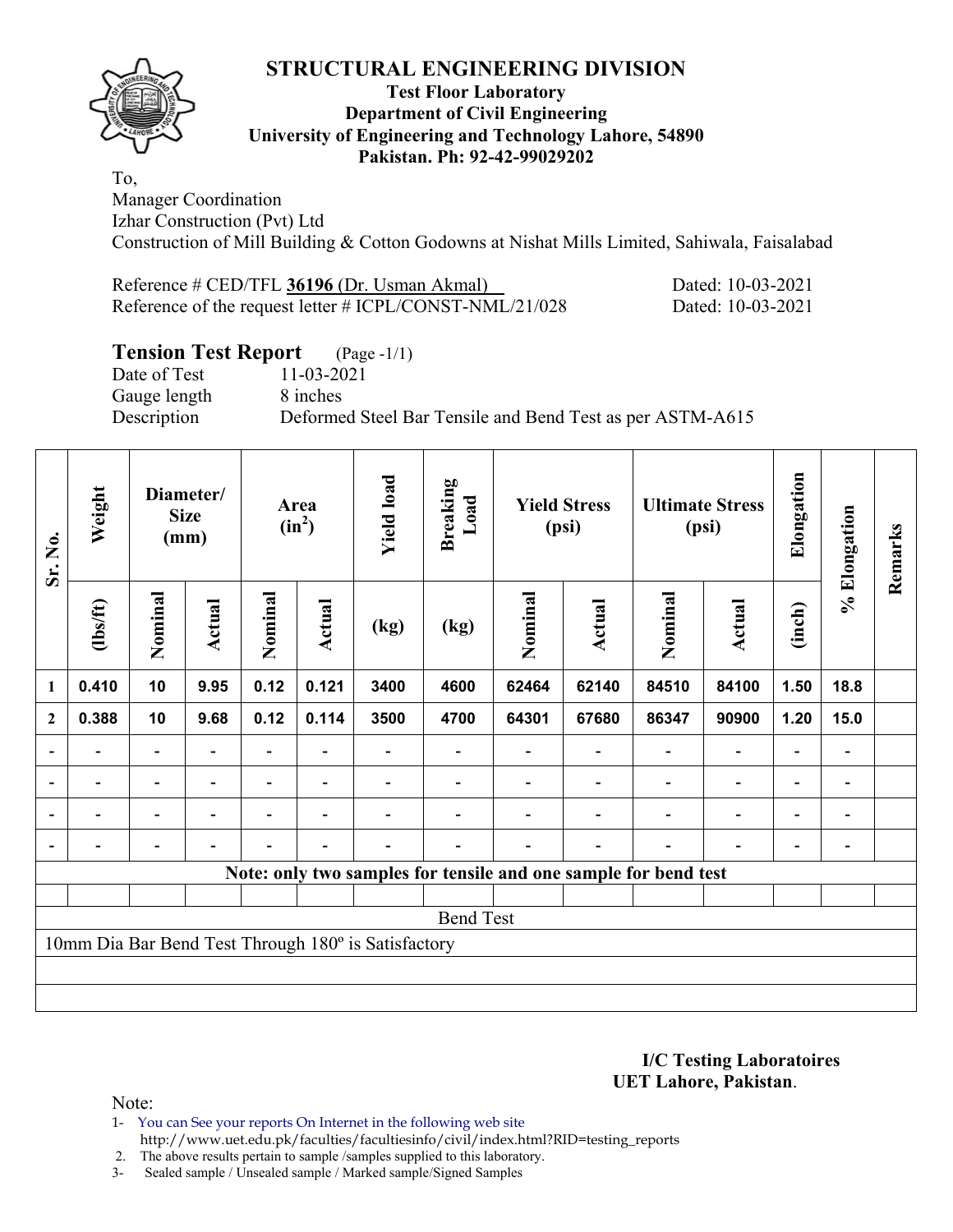# STRUCTURAL ENGINEERING DIVISION

**Test Floor Laboratory**
**Department of Civil Engineering**
**University of Engineering and Technology Lahore, 54890**
**Pakistan. Ph: 92-42-99029202**

To,
Manager Coordination
Izhar Construction (Pvt) Ltd
Construction of Mill Building & Cotton Godowns at Nishat Mills Limited, Sahiwala, Faisalabad

Reference # CED/TFL **36196** (Dr. Usman Akmal) Dated: 10-03-2021
Reference of the request letter # ICPL/CONST-NML/21/028 Dated: 10-03-2021

## Tension Test Report (Page -1/1)

Date of Test 11-03-2021
Gauge length 8 inches
Description Deformed Steel Bar Tensile and Bend Test as per ASTM-A615

| Sr. No. | Weight | Diameter/ Size (mm) | | Area ($in^2$) | | Yield load | Breaking Load | Yield Stress (psi) | | Ultimate Stress (psi) | | Elongation | % Elongation | Remarks |
|---|---|---|---|---|---|---|---|---|---|---|---|---|---|---|
| | (lbs/ft) | Nominal | Actual | Nominal | Actual | (kg) | (kg) | Nominal | Actual | Nominal | Actual | (inch) | | |
| 1 | 0.410 | 10 | 9.95 | 0.12 | 0.121 | 3400 | 4600 | 62464 | 62140 | 84510 | 84100 | 1.50 | 18.8 | |
| 2 | 0.388 | 10 | 9.68 | 0.12 | 0.114 | 3500 | 4700 | 64301 | 67680 | 86347 | 90900 | 1.20 | 15.0 | |
| - | - | - | - | - | - | - | - | - | - | - | - | - | - | |
| - | - | - | - | - | - | - | - | - | - | - | - | - | - | |
| - | - | - | - | - | - | - | - | - | - | - | - | - | - | |
| - | - | - | - | - | - | - | - | - | - | - | - | - | - | |

**Note: only two samples for tensile and one sample for bend test**

Bend Test

10mm Dia Bar Bend Test Through 180º is Satisfactory

**I/C Testing Laboratoires**
**UET Lahore, Pakistan**.

Note:
1- You can See your reports On Internet in the following web site
http://www.uet.edu.pk/faculties/facultiesinfo/civil/index.html?RID=testing_reports
2. The above results pertain to sample /samples supplied to this laboratory.
3- Sealed sample / Unsealed sample / Marked sample/Signed Samples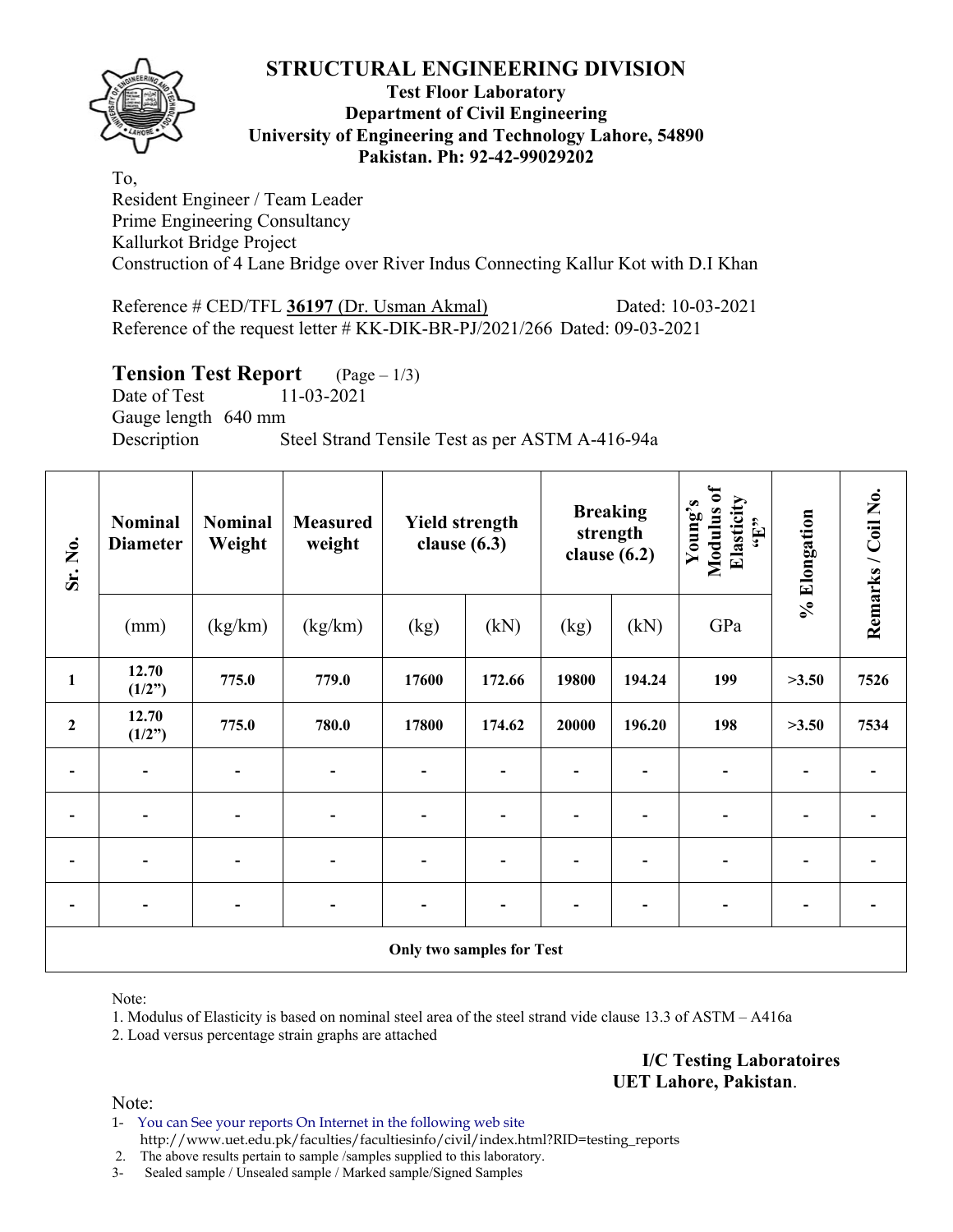# STRUCTURAL ENGINEERING DIVISION

**Test Floor Laboratory**
**Department of Civil Engineering**
**University of Engineering and Technology Lahore, 54890**
**Pakistan. Ph: 92-42-99029202**

To,
Resident Engineer / Team Leader
Prime Engineering Consultancy
Kallurkot Bridge Project
Construction of 4 Lane Bridge over River Indus Connecting Kallur Kot with D.I Khan

Reference # CED/TFL **36197** (Dr. Usman Akmal) Dated: 10-03-2021
Reference of the request letter # KK-DIK-BR-PJ/2021/266 Dated: 09-03-2021

## Tension Test Report (Page – 1/3)

Date of Test 11-03-2021
Gauge length 640 mm
Description Steel Strand Tensile Test as per ASTM A-416-94a

| Sr. No. | Nominal Diameter | Nominal Weight | Measured weight | Yield strength clause (6.3) | | Breaking strength clause (6.2) | | Young's Modulus of Elasticity "E" | % Elongation | Remarks / Coil No. |
|---|---|---|---|---|---|---|---|---|---|---|
| | (mm) | (kg/km) | (kg/km) | (kg) | (kN) | (kg) | (kN) | GPa | | |
| **1** | **12.70 (1/2")** | **775.0** | **779.0** | **17600** | **172.66** | **19800** | **194.24** | **199** | **>3.50** | **7526** |
| **2** | **12.70 (1/2")** | **775.0** | **780.0** | **17800** | **174.62** | **20000** | **196.20** | **198** | **>3.50** | **7534** |
| - | - | - | - | - | - | - | - | - | - | - |
| - | - | - | - | - | - | - | - | - | - | - |
| - | - | - | - | - | - | - | - | - | - | - |
| - | - | - | - | - | - | - | - | - | - | - |
| **Only two samples for Test** | | | | | | | | | | |

Note:
1. Modulus of Elasticity is based on nominal steel area of the steel strand vide clause 13.3 of ASTM – A416a
2. Load versus percentage strain graphs are attached

**I/C Testing Laboratoires**
**UET Lahore, Pakistan**.

Note:
1- You can See your reports On Internet in the following web site
http://www.uet.edu.pk/faculties/facultiesinfo/civil/index.html?RID=testing_reports
2. The above results pertain to sample /samples supplied to this laboratory.
3- Sealed sample / Unsealed sample / Marked sample/Signed Samples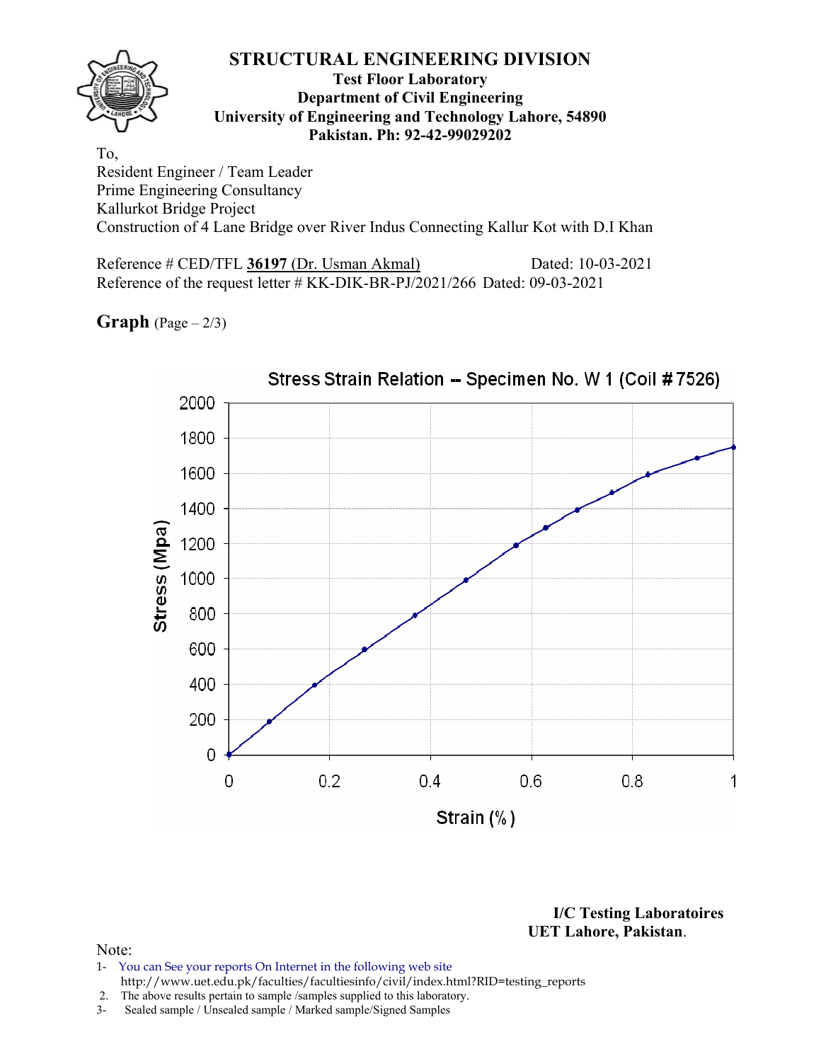# STRUCTURAL ENGINEERING DIVISION

**Test Floor Laboratory**
**Department of Civil Engineering**
**University of Engineering and Technology Lahore, 54890**
**Pakistan. Ph: 92-42-99029202**

To,
Resident Engineer / Team Leader
Prime Engineering Consultancy
Kallurkot Bridge Project
Construction of 4 Lane Bridge over River Indus Connecting Kallur Kot with D.I Khan

Reference # CED/TFL **36197** (Dr. Usman Akmal) Dated: 10-03-2021
Reference of the request letter # KK-DIK-BR-PJ/2021/266 Dated: 09-03-2021

**Graph** (Page – 2/3)

Stress Strain Relation -- Specimen No. W 1 (Coil # 7526)

Stress (Mpa) vs. Strain (%)

**I/C Testing Laboratoires**
**UET Lahore, Pakistan**.

Note:
1- You can See your reports On Internet in the following web site
http://www.uet.edu.pk/faculties/facultiesinfo/civil/index.html?RID=testing_reports
2. The above results pertain to sample /samples supplied to this laboratory.
3- Sealed sample / Unsealed sample / Marked sample/Signed Samples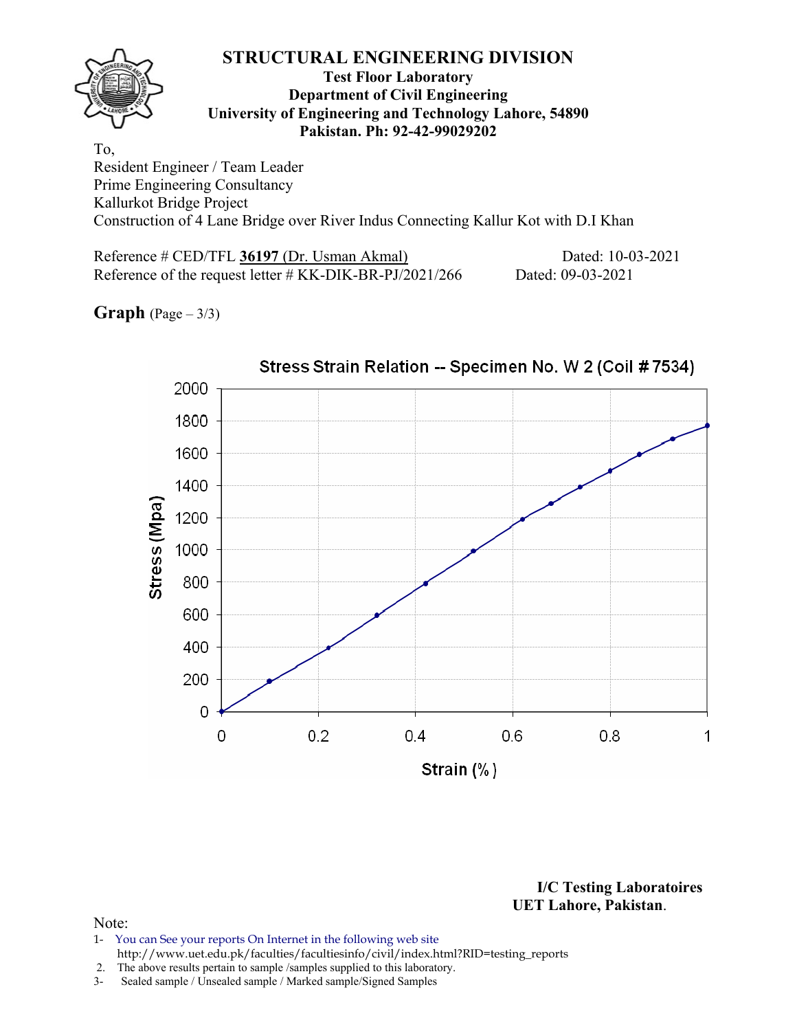# STRUCTURAL ENGINEERING DIVISION

**Test Floor Laboratory**
**Department of Civil Engineering**
**University of Engineering and Technology Lahore, 54890**
**Pakistan. Ph: 92-42-99029202**

To,
Resident Engineer / Team Leader
Prime Engineering Consultancy
Kallurkot Bridge Project
Construction of 4 Lane Bridge over River Indus Connecting Kallur Kot with D.I Khan

Reference # CED/TFL **36197** (Dr. Usman Akmal) Dated: 10-03-2021
Reference of the request letter # KK-DIK-BR-PJ/2021/266 Dated: 09-03-2021

**Graph** (Page – 3/3)

Stress Strain Relation -- Specimen No. W 2 (Coil # 7534)

Stress (Mpa): 0, 200, 400, 600, 800, 1000, 1200, 1400, 1600, 1800, 2000

Strain (%): 0, 0.2, 0.4, 0.6, 0.8, 1

**I/C Testing Laboratoires**
**UET Lahore, Pakistan.**

Note:
1- You can See your reports On Internet in the following web site
http://www.uet.edu.pk/faculties/facultiesinfo/civil/index.html?RID=testing_reports
2. The above results pertain to sample /samples supplied to this laboratory.
3- Sealed sample / Unsealed sample / Marked sample/Signed Samples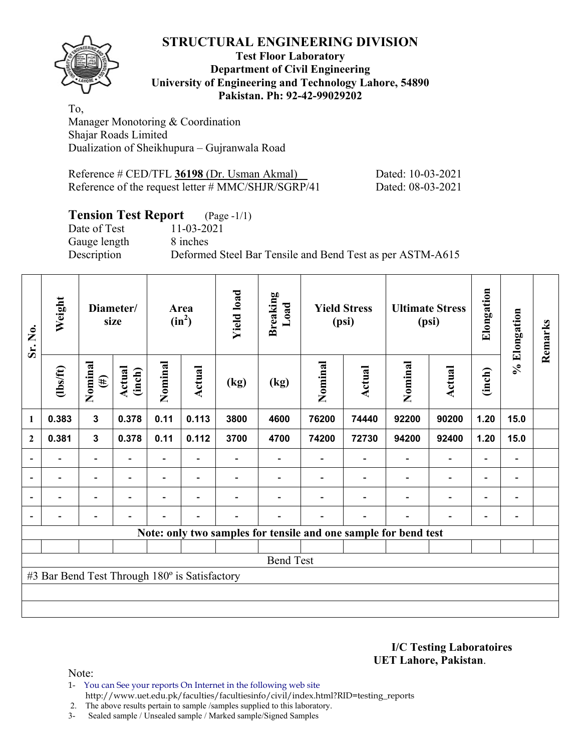## STRUCTURAL ENGINEERING DIVISION

**Test Floor Laboratory**
**Department of Civil Engineering**
**University of Engineering and Technology Lahore, 54890**
**Pakistan. Ph: 92-42-99029202**

To,
Manager Monotoring & Coordination
Shajar Roads Limited
Dualization of Sheikhupura – Gujranwala Road

Reference # CED/TFL **36198** (Dr. Usman Akmal) Dated: 10-03-2021
Reference of the request letter # MMC/SHJR/SGRP/41 Dated: 08-03-2021

### Tension Test Report (Page -1/1)

Date of Test 11-03-2021
Gauge length 8 inches
Description Deformed Steel Bar Tensile and Bend Test as per ASTM-A615

| Sr. No. | Weight | Diameter/ size | | Area ($in^2$) | | Yield load | Breaking Load | Yield Stress (psi) | | Ultimate Stress (psi) | | Elongation | % Elongation | Remarks |
|---|---|---|---|---|---|---|---|---|---|---|---|---|---|---|
| | (lbs/ft) | Nominal (#) | Actual (inch) | Nominal | Actual | (kg) | (kg) | Nominal | Actual | Nominal | Actual | (inch) | | |
| 1 | 0.383 | 3 | 0.378 | 0.11 | 0.113 | 3800 | 4600 | 76200 | 74440 | 92200 | 90200 | 1.20 | 15.0 | |
| 2 | 0.381 | 3 | 0.378 | 0.11 | 0.112 | 3700 | 4700 | 74200 | 72730 | 94200 | 92400 | 1.20 | 15.0 | |
| - | - | - | - | - | - | - | - | - | - | - | - | - | - | |
| - | - | - | - | - | - | - | - | - | - | - | - | - | - | |
| - | - | - | - | - | - | - | - | - | - | - | - | - | - | |
| - | - | - | - | - | - | - | - | - | - | - | - | - | - | |
| **Note: only two samples for tensile and one sample for bend test** | | | | | | | | | | | | | | |
| Bend Test | | | | | | | | | | | | | | |
| #3 Bar Bend Test Through 180º is Satisfactory | | | | | | | | | | | | | | |

**I/C Testing Laboratoires**
**UET Lahore, Pakistan**.

Note:
1- You can See your reports On Internet in the following web site
http://www.uet.edu.pk/faculties/facultiesinfo/civil/index.html?RID=testing_reports
2. The above results pertain to sample /samples supplied to this laboratory.
3- Sealed sample / Unsealed sample / Marked sample/Signed Samples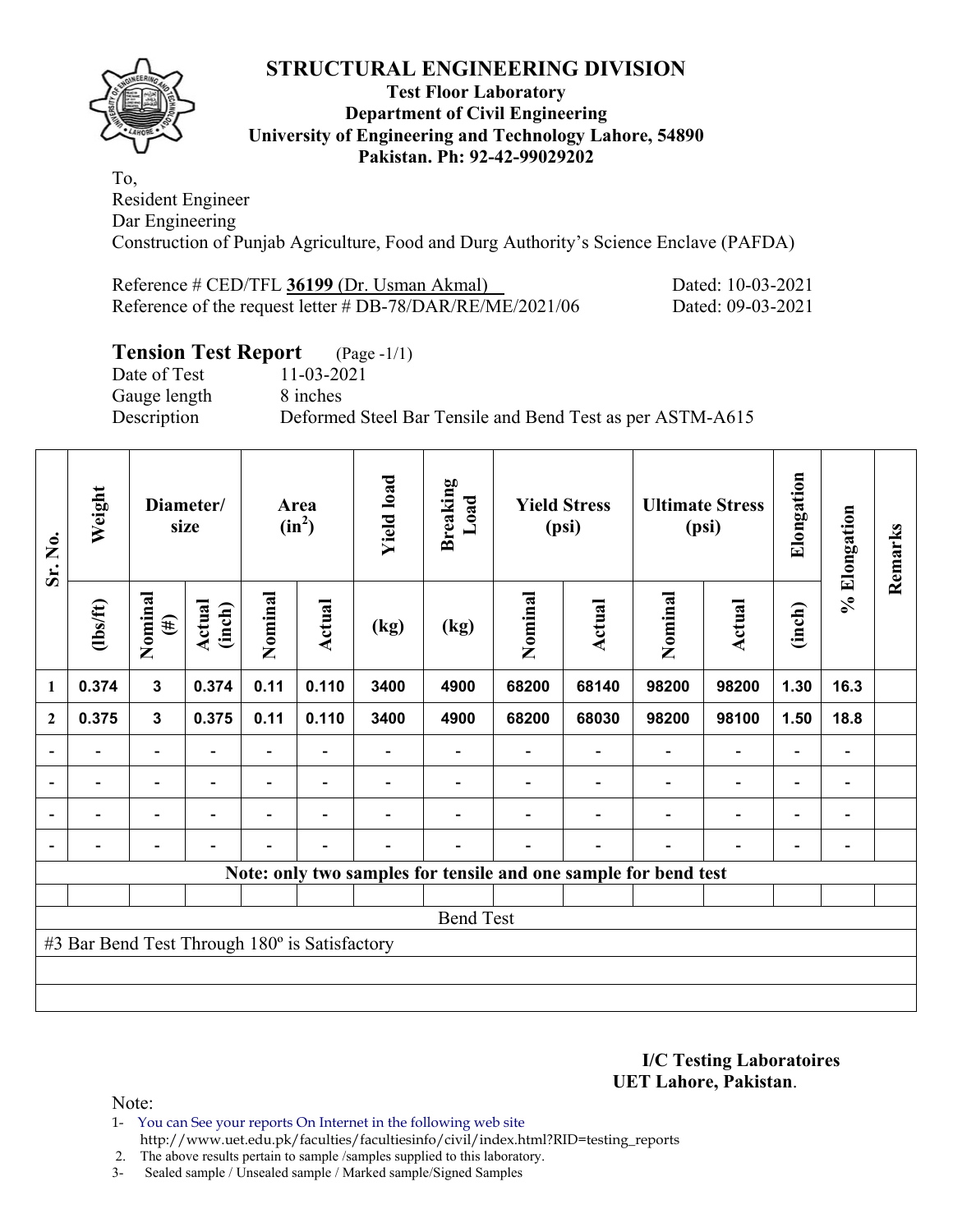# STRUCTURAL ENGINEERING DIVISION

**Test Floor Laboratory**
**Department of Civil Engineering**
**University of Engineering and Technology Lahore, 54890**
**Pakistan. Ph: 92-42-99029202**

To,
Resident Engineer
Dar Engineering
Construction of Punjab Agriculture, Food and Durg Authority's Science Enclave (PAFDA)

Reference # CED/TFL **36199** (Dr. Usman Akmal) Dated: 10-03-2021
Reference of the request letter # DB-78/DAR/RE/ME/2021/06 Dated: 09-03-2021

## Tension Test Report (Page -1/1)

Date of Test 11-03-2021
Gauge length 8 inches
Description Deformed Steel Bar Tensile and Bend Test as per ASTM-A615

| Sr. No. | Weight | Diameter/ size | | Area ($in^2$) | | Yield load | Breaking Load | Yield Stress (psi) | | Ultimate Stress (psi) | | Elongation | % Elongation | Remarks |
|---|---|---|---|---|---|---|---|---|---|---|---|---|---|---|
| | (lbs/ft) | Nominal (#) | Actual (inch) | Nominal | Actual | (kg) | (kg) | Nominal | Actual | Nominal | Actual | (inch) | | |
| 1 | 0.374 | 3 | 0.374 | 0.11 | 0.110 | 3400 | 4900 | 68200 | 68140 | 98200 | 98200 | 1.30 | 16.3 | |
| 2 | 0.375 | 3 | 0.375 | 0.11 | 0.110 | 3400 | 4900 | 68200 | 68030 | 98200 | 98100 | 1.50 | 18.8 | |
| - | - | - | - | - | - | - | - | - | - | - | - | - | - | |
| - | - | - | - | - | - | - | - | - | - | - | - | - | - | |
| - | - | - | - | - | - | - | - | - | - | - | - | - | - | |
| - | - | - | - | - | - | - | - | - | - | - | - | - | - | |
| Note: only two samples for tensile and one sample for bend test | | | | | | | | | | | | | | |
| | | | | | | | | | | | | | | |
| Bend Test | | | | | | | | | | | | | | |
| #3 Bar Bend Test Through 180º is Satisfactory | | | | | | | | | | | | | | |

**I/C Testing Laboratoires**
**UET Lahore, Pakistan**.

Note:

1. You can See your reports On Internet in the following web site http://www.uet.edu.pk/faculties/facultiesinfo/civil/index.html?RID=testing_reports
2. The above results pertain to sample /samples supplied to this laboratory.
3. Sealed sample / Unsealed sample / Marked sample/Signed Samples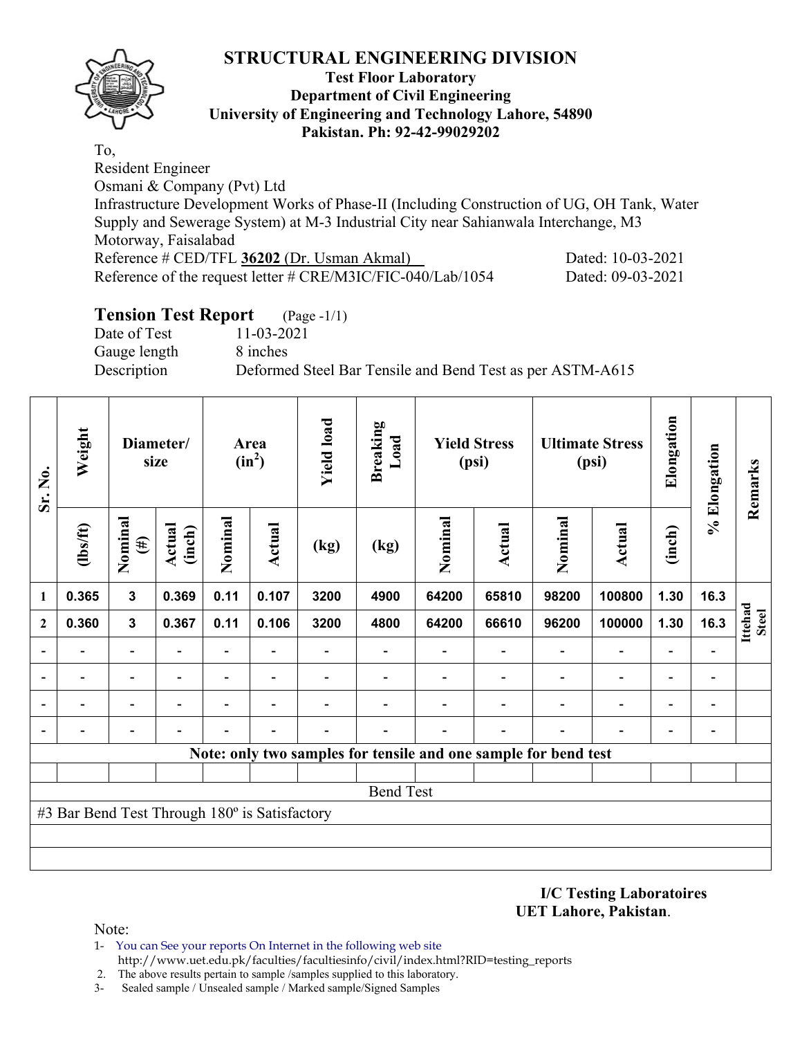# STRUCTURAL ENGINEERING DIVISION

**Test Floor Laboratory**
**Department of Civil Engineering**
**University of Engineering and Technology Lahore, 54890**
**Pakistan. Ph: 92-42-99029202**

To,
Resident Engineer
Osmani & Company (Pvt) Ltd
Infrastructure Development Works of Phase-II (Including Construction of UG, OH Tank, Water Supply and Sewerage System) at M-3 Industrial City near Sahianwala Interchange, M3 Motorway, Faisalabad
Reference # CED/TFL **36202** (Dr. Usman Akmal) Dated: 10-03-2021
Reference of the request letter # CRE/M3IC/FIC-040/Lab/1054 Dated: 09-03-2021

## Tension Test Report (Page -1/1)

Date of Test 11-03-2021
Gauge length 8 inches
Description Deformed Steel Bar Tensile and Bend Test as per ASTM-A615

| Sr. No. | Weight | Diameter/ size | | Area ($in^2$) | | Yield load | Breaking Load | Yield Stress (psi) | | Ultimate Stress (psi) | | Elongation | % Elongation | Remarks |
|---|---|---|---|---|---|---|---|---|---|---|---|---|---|---|
| | (lbs/ft) | Nominal (#) | Actual (inch) | Nominal | Actual | (kg) | (kg) | Nominal | Actual | Nominal | Actual | (inch) | | |
| 1 | 0.365 | 3 | 0.369 | 0.11 | 0.107 | 3200 | 4900 | 64200 | 65810 | 98200 | 100800 | 1.30 | 16.3 | Ittehad Steel |
| 2 | 0.360 | 3 | 0.367 | 0.11 | 0.106 | 3200 | 4800 | 64200 | 66610 | 96200 | 100000 | 1.30 | 16.3 | |
| - | - | - | - | - | - | - | - | - | - | - | - | - | - | |
| - | - | - | - | - | - | - | - | - | - | - | - | - | - | |
| - | - | - | - | - | - | - | - | - | - | - | - | - | - | |
| - | - | - | - | - | - | - | - | - | - | - | - | - | - | |

**Note: only two samples for tensile and one sample for bend test**

Bend Test

#3 Bar Bend Test Through 180º is Satisfactory

**I/C Testing Laboratoires**
**UET Lahore, Pakistan**.

Note:
1- You can See your reports On Internet in the following web site
http://www.uet.edu.pk/faculties/facultiesinfo/civil/index.html?RID=testing_reports
2. The above results pertain to sample /samples supplied to this laboratory.
3- Sealed sample / Unsealed sample / Marked sample/Signed Samples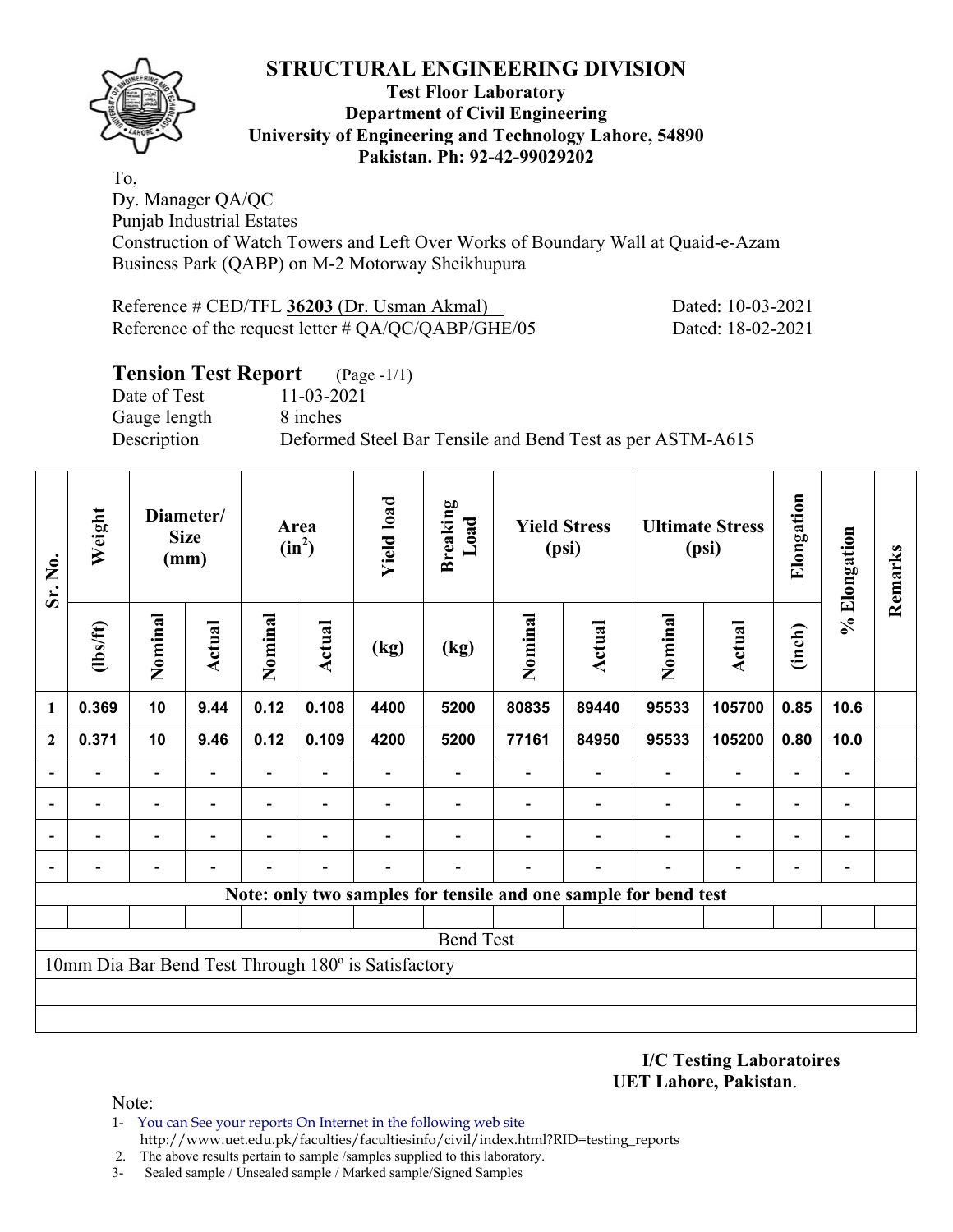# STRUCTURAL ENGINEERING DIVISION

**Test Floor Laboratory**
**Department of Civil Engineering**
**University of Engineering and Technology Lahore, 54890**
**Pakistan. Ph: 92-42-99029202**

To,
Dy. Manager QA/QC
Punjab Industrial Estates
Construction of Watch Towers and Left Over Works of Boundary Wall at Quaid-e-Azam Business Park (QABP) on M-2 Motorway Sheikhupura

Reference # CED/TFL **36203** (Dr. Usman Akmal) Dated: 10-03-2021
Reference of the request letter # QA/QC/QABP/GHE/05 Dated: 18-02-2021

## Tension Test Report (Page -1/1)

Date of Test 11-03-2021
Gauge length 8 inches
Description Deformed Steel Bar Tensile and Bend Test as per ASTM-A615

| Sr. No. | Weight | Diameter/ Size (mm) | | Area ($in^2$) | | Yield load | Breaking Load | Yield Stress (psi) | | Ultimate Stress (psi) | | Elongation | % Elongation | Remarks |
|---|---|---|---|---|---|---|---|---|---|---|---|---|---|---|
| | (lbs/ft) | Nominal | Actual | Nominal | Actual | (kg) | (kg) | Nominal | Actual | Nominal | Actual | (inch) | | |
| 1 | 0.369 | 10 | 9.44 | 0.12 | 0.108 | 4400 | 5200 | 80835 | 89440 | 95533 | 105700 | 0.85 | 10.6 | |
| 2 | 0.371 | 10 | 9.46 | 0.12 | 0.109 | 4200 | 5200 | 77161 | 84950 | 95533 | 105200 | 0.80 | 10.0 | |
| - | - | - | - | - | - | - | - | - | - | - | - | - | - | |
| - | - | - | - | - | - | - | - | - | - | - | - | - | - | |
| - | - | - | - | - | - | - | - | - | - | - | - | - | - | |
| - | - | - | - | - | - | - | - | - | - | - | - | - | - | |
| **Note: only two samples for tensile and one sample for bend test** | | | | | | | | | | | | | | |
| Bend Test | | | | | | | | | | | | | | |
| 10mm Dia Bar Bend Test Through 180º is Satisfactory | | | | | | | | | | | | | | |

**I/C Testing Laboratoires**
**UET Lahore, Pakistan**.

Note:
1- You can See your reports On Internet in the following web site
http://www.uet.edu.pk/faculties/facultiesinfo/civil/index.html?RID=testing_reports
2. The above results pertain to sample /samples supplied to this laboratory.
3- Sealed sample / Unsealed sample / Marked sample/Signed Samples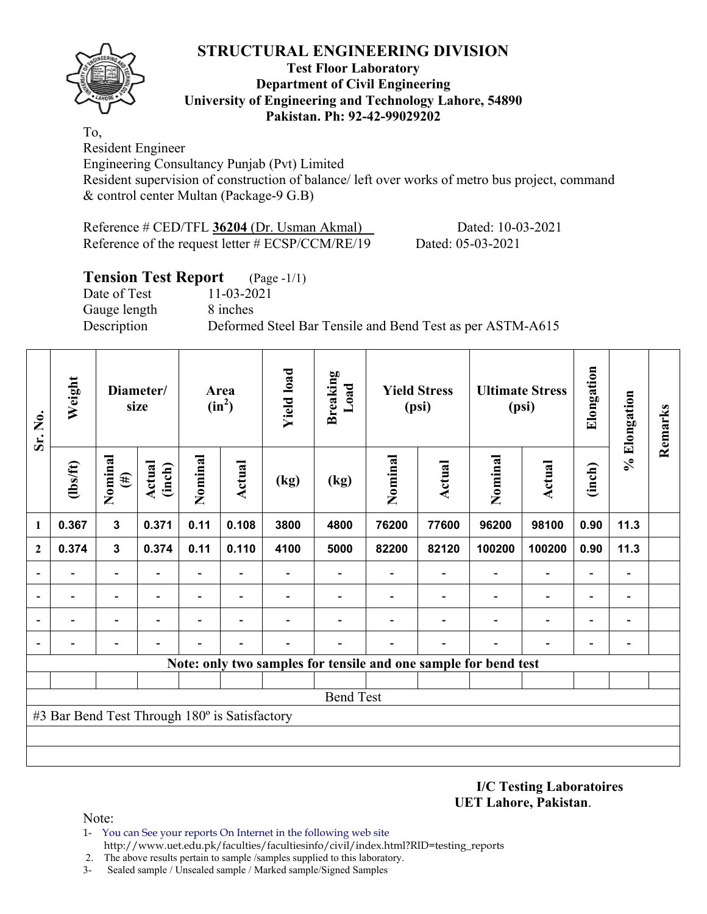# STRUCTURAL ENGINEERING DIVISION

**Test Floor Laboratory**
**Department of Civil Engineering**
**University of Engineering and Technology Lahore, 54890**
**Pakistan. Ph: 92-42-99029202**

To,
Resident Engineer
Engineering Consultancy Punjab (Pvt) Limited
Resident supervision of construction of balance/ left over works of metro bus project, command & control center Multan (Package-9 G.B)

Reference # CED/TFL **36204** (Dr. Usman Akmal) Dated: 10-03-2021
Reference of the request letter # ECSP/CCM/RE/19 Dated: 05-03-2021

## Tension Test Report (Page -1/1)

Date of Test 11-03-2021
Gauge length 8 inches
Description Deformed Steel Bar Tensile and Bend Test as per ASTM-A615

| Sr. No. | Weight | Diameter/ size | | Area ($in^2$) | | Yield load | Breaking Load | Yield Stress (psi) | | Ultimate Stress (psi) | | Elongation | % Elongation | Remarks |
|---|---|---|---|---|---|---|---|---|---|---|---|---|---|---|
| | (lbs/ft) | Nominal (#) | Actual (inch) | Nominal | Actual | (kg) | (kg) | Nominal | Actual | Nominal | Actual | (inch) | | |
| 1 | 0.367 | 3 | 0.371 | 0.11 | 0.108 | 3800 | 4800 | 76200 | 77600 | 96200 | 98100 | 0.90 | 11.3 | |
| 2 | 0.374 | 3 | 0.374 | 0.11 | 0.110 | 4100 | 5000 | 82200 | 82120 | 100200 | 100200 | 0.90 | 11.3 | |
| - | - | - | - | - | - | - | - | - | - | - | - | - | - | |
| - | - | - | - | - | - | - | - | - | - | - | - | - | - | |
| - | - | - | - | - | - | - | - | - | - | - | - | - | - | |
| - | - | - | - | - | - | - | - | - | - | - | - | - | - | |

**Note: only two samples for tensile and one sample for bend test**

Bend Test

#3 Bar Bend Test Through 180º is Satisfactory

**I/C Testing Laboratoires**
**UET Lahore, Pakistan**.

Note:
1- You can See your reports On Internet in the following web site
http://www.uet.edu.pk/faculties/facultiesinfo/civil/index.html?RID=testing_reports
2. The above results pertain to sample /samples supplied to this laboratory.
3- Sealed sample / Unsealed sample / Marked sample/Signed Samples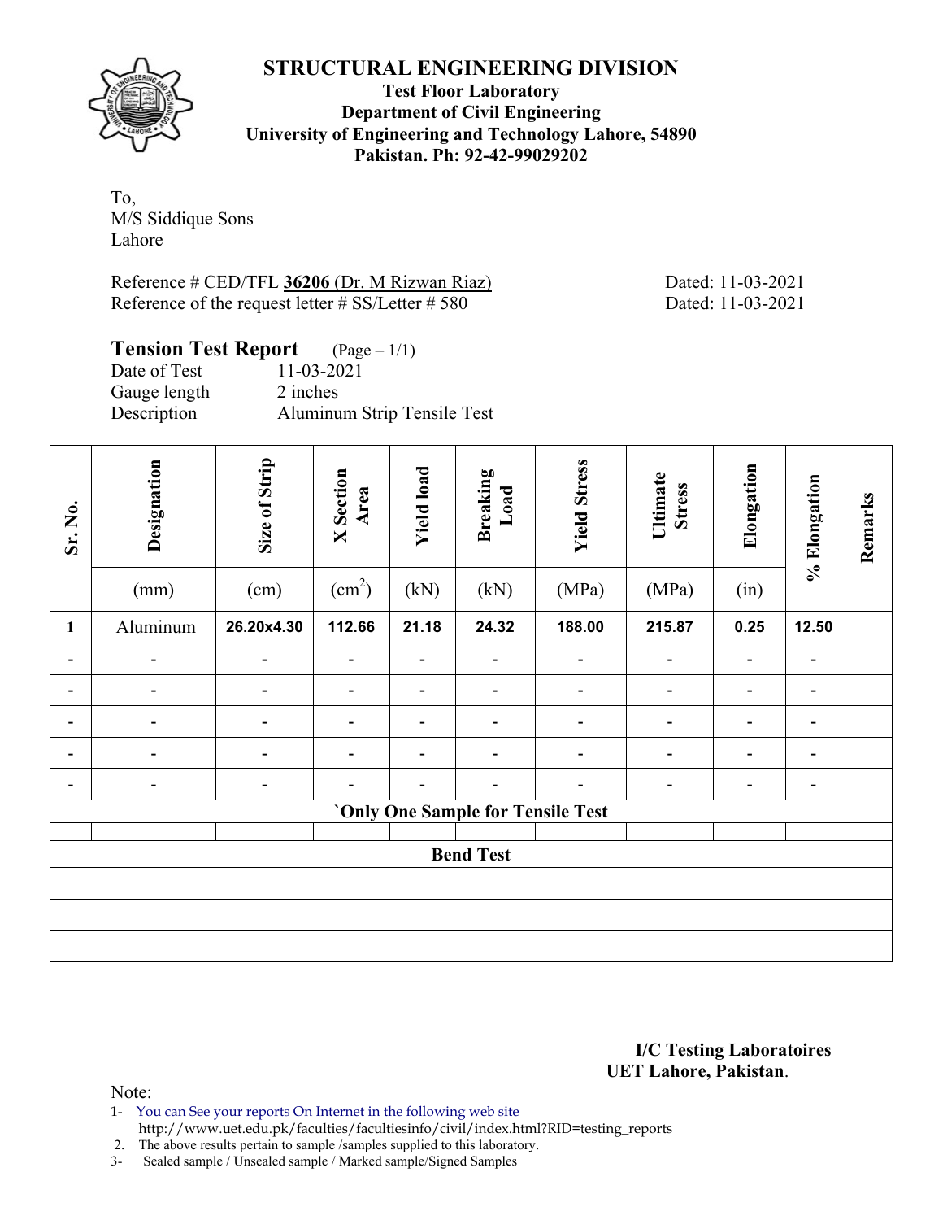# STRUCTURAL ENGINEERING DIVISION

**Test Floor Laboratory**
**Department of Civil Engineering**
**University of Engineering and Technology Lahore, 54890**
**Pakistan. Ph: 92-42-99029202**

To,
M/S Siddique Sons
Lahore

Reference # CED/TFL **36206** (Dr. M Rizwan Riaz) Dated: 11-03-2021
Reference of the request letter # SS/Letter # 580 Dated: 11-03-2021

## Tension Test Report (Page – 1/1)

Date of Test 11-03-2021
Gauge length 2 inches
Description Aluminum Strip Tensile Test

| Sr. No. | Designation | Size of Strip | X Section Area | Yield load | Breaking Load | Yield Stress | Ultimate Stress | Elongation | % Elongation | Remarks |
|---|---|---|---|---|---|---|---|---|---|---|
| | (mm) | (cm) | ($cm^2$) | (kN) | (kN) | (MPa) | (MPa) | (in) | | |
| **1** | Aluminum | **26.20x4.30** | **112.66** | **21.18** | **24.32** | **188.00** | **215.87** | **0.25** | **12.50** | |
| - | - | - | - | - | - | - | - | - | - | |
| - | - | - | - | - | - | - | - | - | - | |
| - | - | - | - | - | - | - | - | - | - | |
| - | - | - | - | - | - | - | - | - | - | |
| - | - | - | - | - | - | - | - | - | - | |
| **`Only One Sample for Tensile Test** | | | | | | | | | | |
| | | | | | | | | | | |
| **Bend Test** | | | | | | | | | | |
| | | | | | | | | | | |
| | | | | | | | | | | |
| | | | | | | | | | | |

**I/C Testing Laboratoires**
**UET Lahore, Pakistan**.

Note:
1- You can See your reports On Internet in the following web site
http://www.uet.edu.pk/faculties/facultiesinfo/civil/index.html?RID=testing_reports
2. The above results pertain to sample /samples supplied to this laboratory.
3- Sealed sample / Unsealed sample / Marked sample/Signed Samples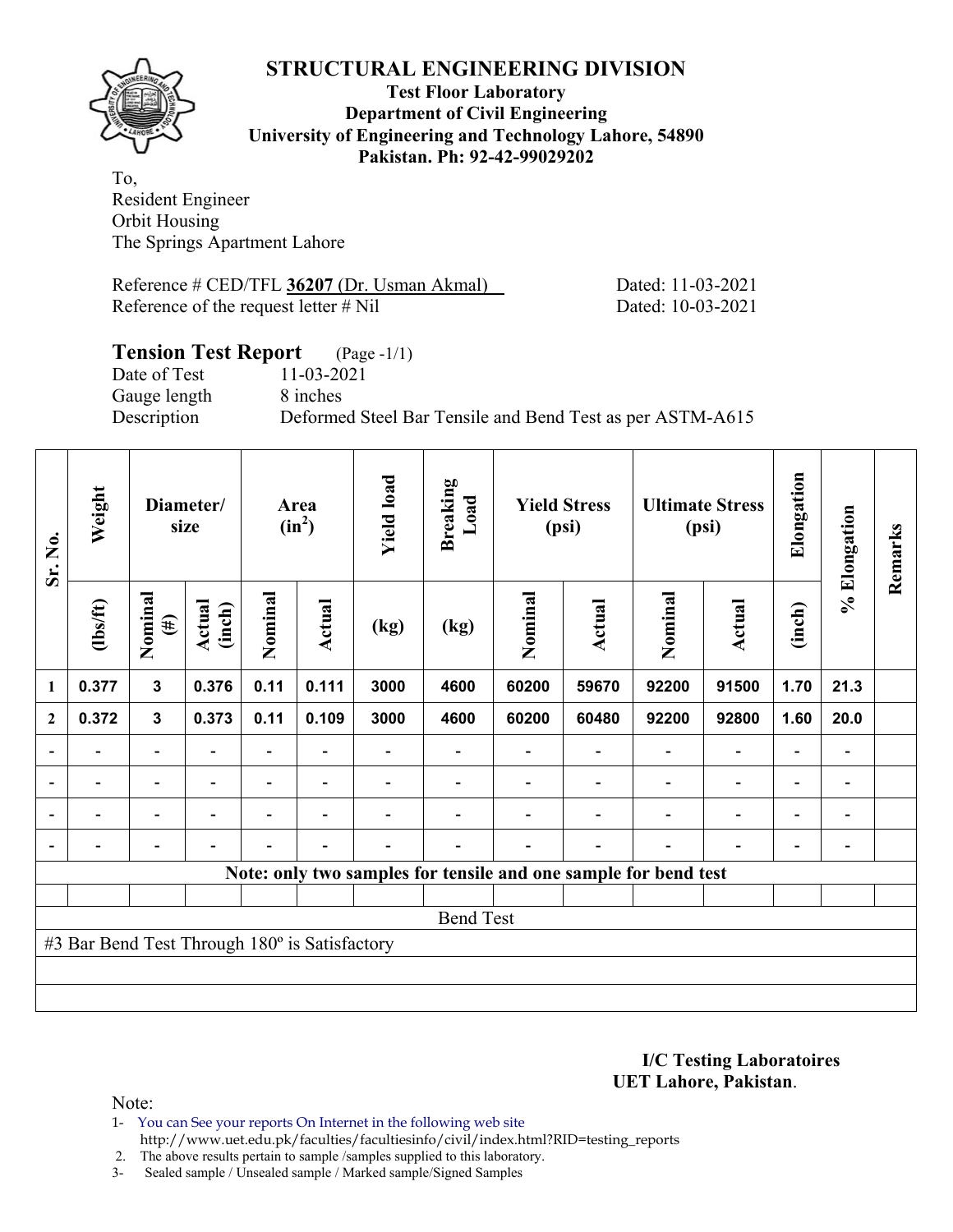# STRUCTURAL ENGINEERING DIVISION

**Test Floor Laboratory**
**Department of Civil Engineering**
**University of Engineering and Technology Lahore, 54890**
**Pakistan. Ph: 92-42-99029202**

To,
Resident Engineer
Orbit Housing
The Springs Apartment Lahore

Reference # CED/TFL **36207** (Dr. Usman Akmal) Dated: 11-03-2021
Reference of the request letter # Nil Dated: 10-03-2021

## Tension Test Report (Page -1/1)

Date of Test 11-03-2021
Gauge length 8 inches
Description Deformed Steel Bar Tensile and Bend Test as per ASTM-A615

| Sr. No. | Weight | Diameter/ size | | Area ($in^2$) | | Yield load | Breaking Load | Yield Stress (psi) | | Ultimate Stress (psi) | | Elongation | % Elongation | Remarks |
|---|---|---|---|---|---|---|---|---|---|---|---|---|---|---|
| | (lbs/ft) | Nominal (#) | Actual (inch) | Nominal | Actual | (kg) | (kg) | Nominal | Actual | Nominal | Actual | (inch) | | |
| 1 | 0.377 | 3 | 0.376 | 0.11 | 0.111 | 3000 | 4600 | 60200 | 59670 | 92200 | 91500 | 1.70 | 21.3 | |
| 2 | 0.372 | 3 | 0.373 | 0.11 | 0.109 | 3000 | 4600 | 60200 | 60480 | 92200 | 92800 | 1.60 | 20.0 | |
| - | - | - | - | - | - | - | - | - | - | - | - | - | - | |
| - | - | - | - | - | - | - | - | - | - | - | - | - | - | |
| - | - | - | - | - | - | - | - | - | - | - | - | - | - | |
| - | - | - | - | - | - | - | - | - | - | - | - | - | - | |
| **Note: only two samples for tensile and one sample for bend test** | | | | | | | | | | | | | | |
| Bend Test | | | | | | | | | | | | | | |
| #3 Bar Bend Test Through 180º is Satisfactory | | | | | | | | | | | | | | |

**I/C Testing Laboratoires**
**UET Lahore, Pakistan**.

Note:

1- You can See your reports On Internet in the following web site
http://www.uet.edu.pk/faculties/facultiesinfo/civil/index.html?RID=testing_reports
2. The above results pertain to sample /samples supplied to this laboratory.
3- Sealed sample / Unsealed sample / Marked sample/Signed Samples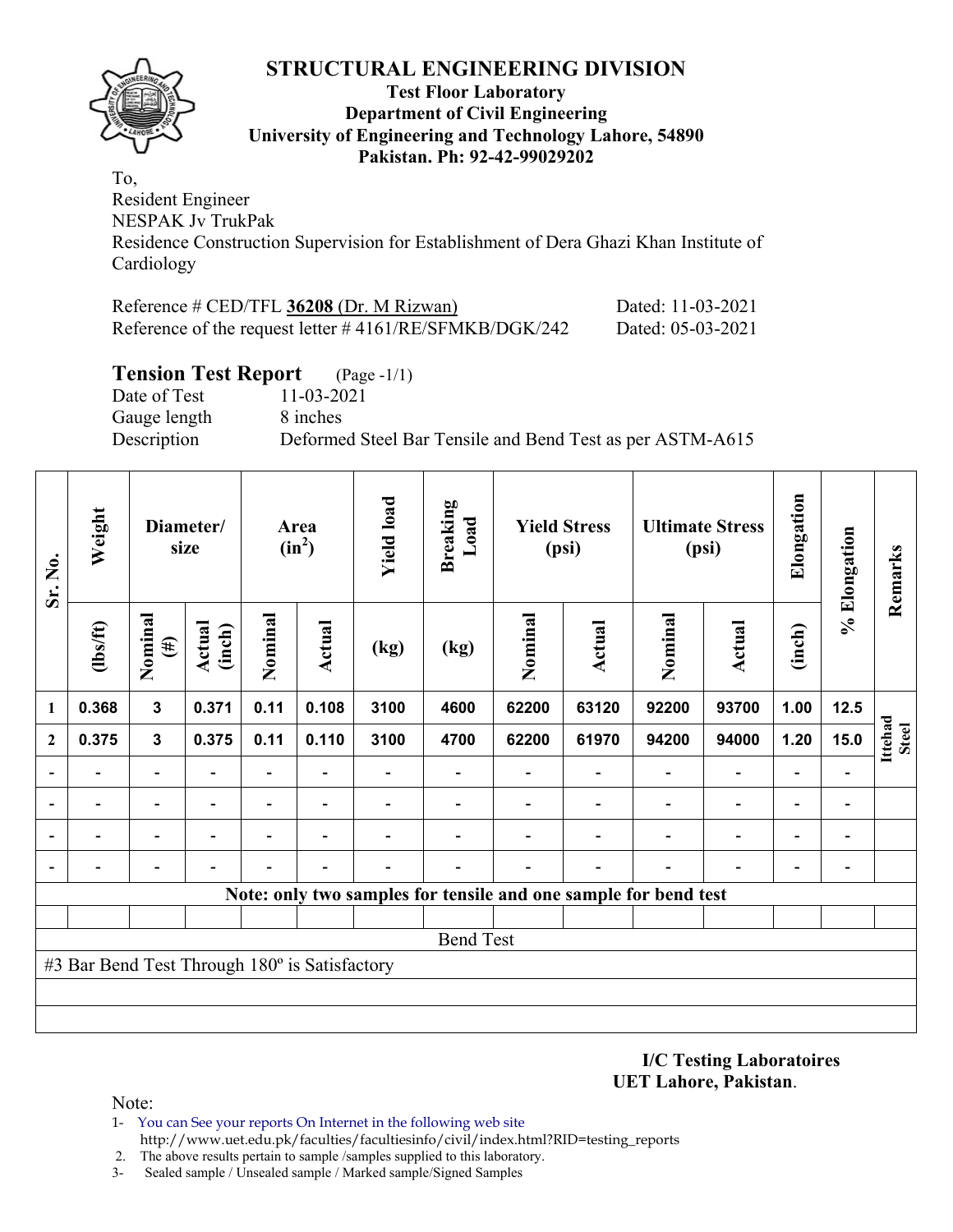## STRUCTURAL ENGINEERING DIVISION

**Test Floor Laboratory**
**Department of Civil Engineering**
**University of Engineering and Technology Lahore, 54890**
**Pakistan. Ph: 92-42-99029202**

To,
Resident Engineer
NESPAK Jv TrukPak
Residence Construction Supervision for Establishment of Dera Ghazi Khan Institute of Cardiology

Reference # CED/TFL **36208** (Dr. M Rizwan) Dated: 11-03-2021
Reference of the request letter # 4161/RE/SFMKB/DGK/242 Dated: 05-03-2021

### Tension Test Report (Page -1/1)

Date of Test 11-03-2021
Gauge length 8 inches
Description Deformed Steel Bar Tensile and Bend Test as per ASTM-A615

| Sr. No. | Weight | Diameter/ size | | Area ($in^2$) | | Yield load | Breaking Load | Yield Stress (psi) | | Ultimate Stress (psi) | | Elongation | % Elongation | Remarks |
|---|---|---|---|---|---|---|---|---|---|---|---|---|---|---|
| | (lbs/ft) | Nominal (#) | Actual (inch) | Nominal | Actual | (kg) | (kg) | Nominal | Actual | Nominal | Actual | (inch) | | |
| 1 | 0.368 | 3 | 0.371 | 0.11 | 0.108 | 3100 | 4600 | 62200 | 63120 | 92200 | 93700 | 1.00 | 12.5 | Ittehad Steel |
| 2 | 0.375 | 3 | 0.375 | 0.11 | 0.110 | 3100 | 4700 | 62200 | 61970 | 94200 | 94000 | 1.20 | 15.0 | |
| - | - | - | - | - | - | - | - | - | - | - | - | - | - | |
| - | - | - | - | - | - | - | - | - | - | - | - | - | - | |
| - | - | - | - | - | - | - | - | - | - | - | - | - | - | |
| - | - | - | - | - | - | - | - | - | - | - | - | - | - | |

**Note: only two samples for tensile and one sample for bend test**

Bend Test

#3 Bar Bend Test Through 180º is Satisfactory

**I/C Testing Laboratoires**
**UET Lahore, Pakistan**.

Note:
1- You can See your reports On Internet in the following web site
 http://www.uet.edu.pk/faculties/facultiesinfo/civil/index.html?RID=testing_reports
2. The above results pertain to sample /samples supplied to this laboratory.
3- Sealed sample / Unsealed sample / Marked sample/Signed Samples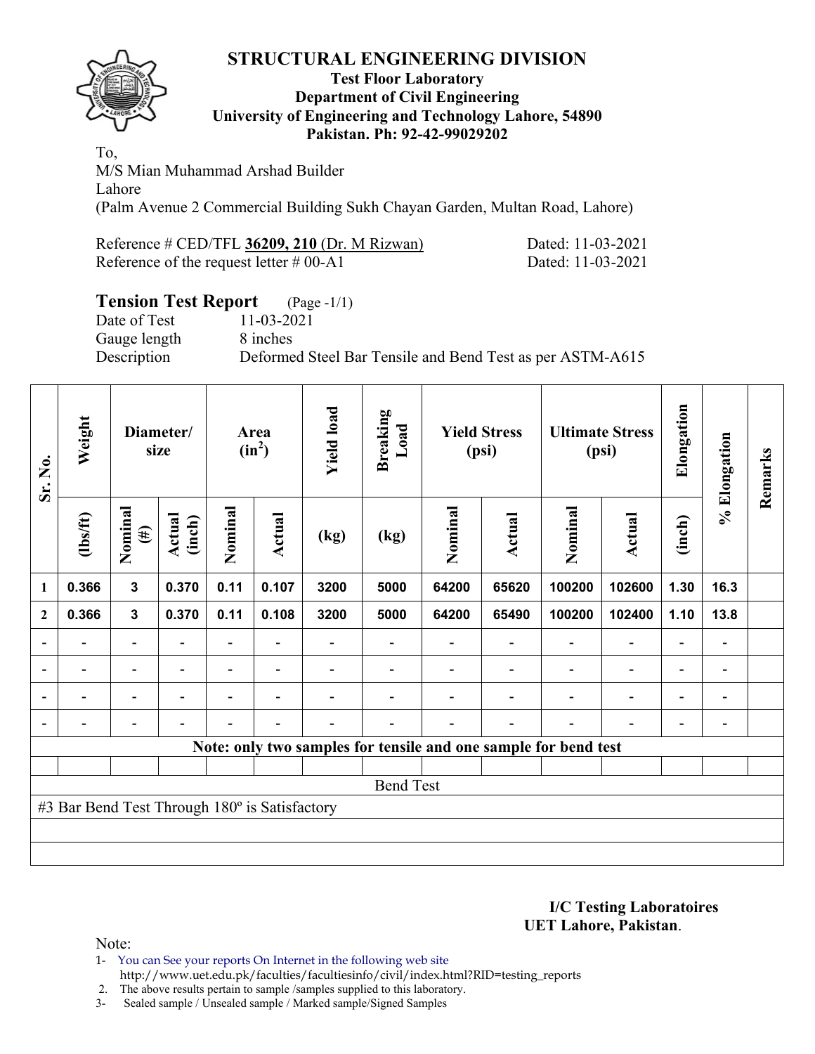# STRUCTURAL ENGINEERING DIVISION

**Test Floor Laboratory**
**Department of Civil Engineering**
**University of Engineering and Technology Lahore, 54890**
**Pakistan. Ph: 92-42-99029202**

To,
M/S Mian Muhammad Arshad Builder
Lahore
(Palm Avenue 2 Commercial Building Sukh Chayan Garden, Multan Road, Lahore)

Reference # CED/TFL **36209, 210** (Dr. M Rizwan) Dated: 11-03-2021
Reference of the request letter # 00-A1 Dated: 11-03-2021

## Tension Test Report (Page -1/1)

Date of Test 11-03-2021
Gauge length 8 inches
Description Deformed Steel Bar Tensile and Bend Test as per ASTM-A615

| Sr. No. | Weight | Diameter/ size | | Area ($in^2$) | | Yield load | Breaking Load | Yield Stress (psi) | | Ultimate Stress (psi) | | Elongation | % Elongation | Remarks |
|---|---|---|---|---|---|---|---|---|---|---|---|---|---|---|
| | (lbs/ft) | Nominal (#) | Actual (inch) | Nominal | Actual | (kg) | (kg) | Nominal | Actual | Nominal | Actual | (inch) | | |
| 1 | 0.366 | 3 | 0.370 | 0.11 | 0.107 | 3200 | 5000 | 64200 | 65620 | 100200 | 102600 | 1.30 | 16.3 | |
| 2 | 0.366 | 3 | 0.370 | 0.11 | 0.108 | 3200 | 5000 | 64200 | 65490 | 100200 | 102400 | 1.10 | 13.8 | |
| - | - | - | - | - | - | - | - | - | - | - | - | - | - | |
| - | - | - | - | - | - | - | - | - | - | - | - | - | - | |
| - | - | - | - | - | - | - | - | - | - | - | - | - | - | |
| - | - | - | - | - | - | - | - | - | - | - | - | - | - | |

**Note: only two samples for tensile and one sample for bend test**

Bend Test

#3 Bar Bend Test Through 180º is Satisfactory

**I/C Testing Laboratoires**
**UET Lahore, Pakistan**.

Note:
1- You can See your reports On Internet in the following web site
http://www.uet.edu.pk/faculties/facultiesinfo/civil/index.html?RID=testing_reports
2. The above results pertain to sample /samples supplied to this laboratory.
3- Sealed sample / Unsealed sample / Marked sample/Signed Samples